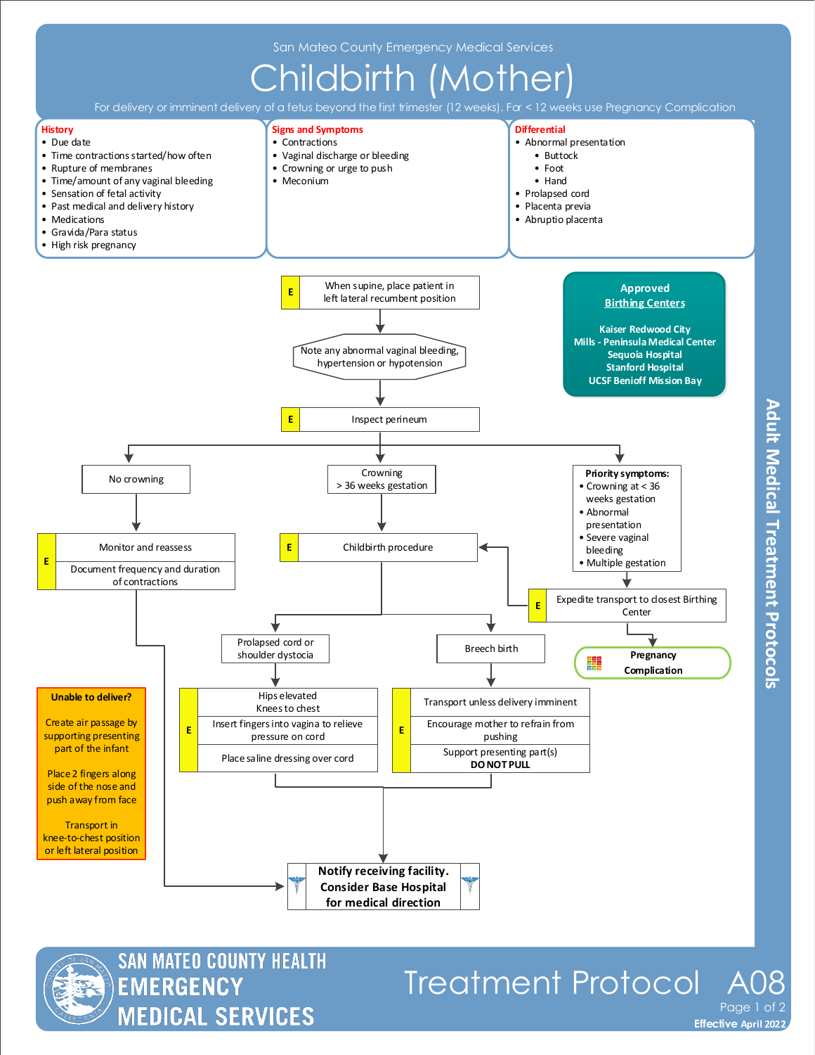San Mateo County Emergency Medical Services

# Childbirth (Mother)

For delivery or imminent delivery of a fetus beyond the first trimester (12 weeks). For < 12 weeks use Pregnancy Complication

## History

- Due date
- Time contractions started/how often
- Rupture of membranes
- Time/amount of any vaginal bleeding
- Sensation of fetal activity
- Past medical and delivery history
- Medications
- Gravida/Para status
- High risk pregnancy

## Signs and Symptoms

- Contractions
- Vaginal discharge or bleeding
- Crowning or urge to push
- Meconium

## Differential

- Abnormal presentation
  - Buttock
  - Foot
  - Hand
- Prolapsed cord
- Placenta previa
- Abruptio placenta

**Approved Birthing Centers**

- Kaiser Redwood City
- Mills - Peninsula Medical Center
- Sequoia Hospital
- Stanford Hospital
- UCSF Benioff Mission Bay

---

**E** When supine, place patient in left lateral recumbent position

Note any abnormal vaginal bleeding, hypertension or hypotension

**E** Inspect perineum

- **No crowning**
  - **E** Monitor and reassess
  - Document frequency and duration of contractions
  - → Notify receiving facility. Consider Base Hospital for medical direction

- **Crowning > 36 weeks gestation**
  - **E** Childbirth procedure
    - **Prolapsed cord or shoulder dystocia**
      - **E** Hips elevated
      - Knees to chest
      - Insert fingers into vagina to relieve pressure on cord
      - Place saline dressing over cord
    - **Breech birth**
      - **E** Transport unless delivery imminent
      - Encourage mother to refrain from pushing
      - Support presenting part(s) **DO NOT PULL**
    - → **Notify receiving facility. Consider Base Hospital for medical direction**

- **Priority symptoms:**
  - Crowning at < 36 weeks gestation
  - Abnormal presentation
  - Severe vaginal bleeding
  - Multiple gestation
  - **E** Expedite transport to closest Birthing Center (→ Childbirth procedure)
  - Pregnancy Complication

**Unable to deliver?**

Create air passage by supporting presenting part of the infant

Place 2 fingers along side of the nose and push away from face

Transport in knee-to-chest position or left lateral position

**Notify receiving facility. Consider Base Hospital for medical direction**

Adult Medical Treatment Protocols

Treatment Protocol A08

Effective April 2022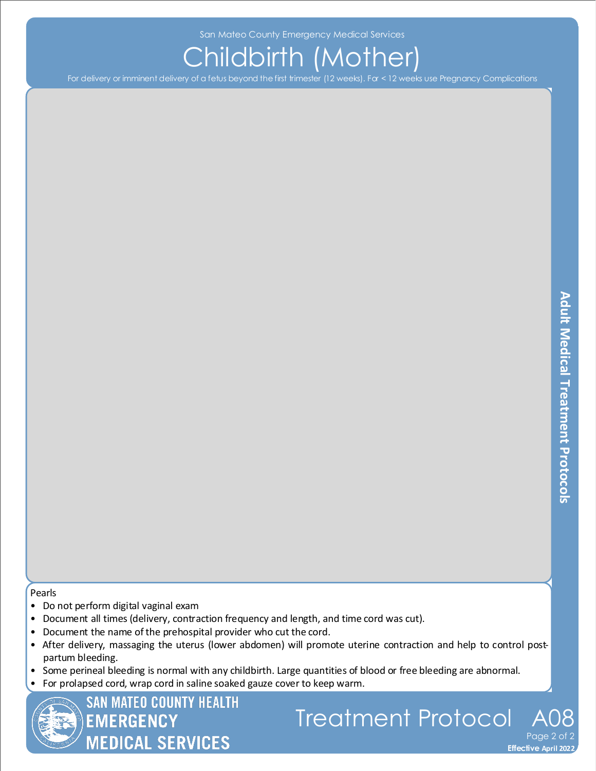# Childbirth (Mother)

For delivery or imminent delivery of a fetus beyond the first trimester (12 weeks). For < 12 weeks use Pregnancy Complications

Pearls

- Do not perform digital vaginal exam
- Document all times (delivery, contraction frequency and length, and time cord was cut).
- Document the name of the prehospital provider who cut the cord.
- After delivery, massaging the uterus (lower abdomen) will promote uterine contraction and help to control post-partum bleeding.
- Some perineal bleeding is normal with any childbirth. Large quantities of blood or free bleeding are abnormal.
- For prolapsed cord, wrap cord in saline soaked gauze cover to keep warm.